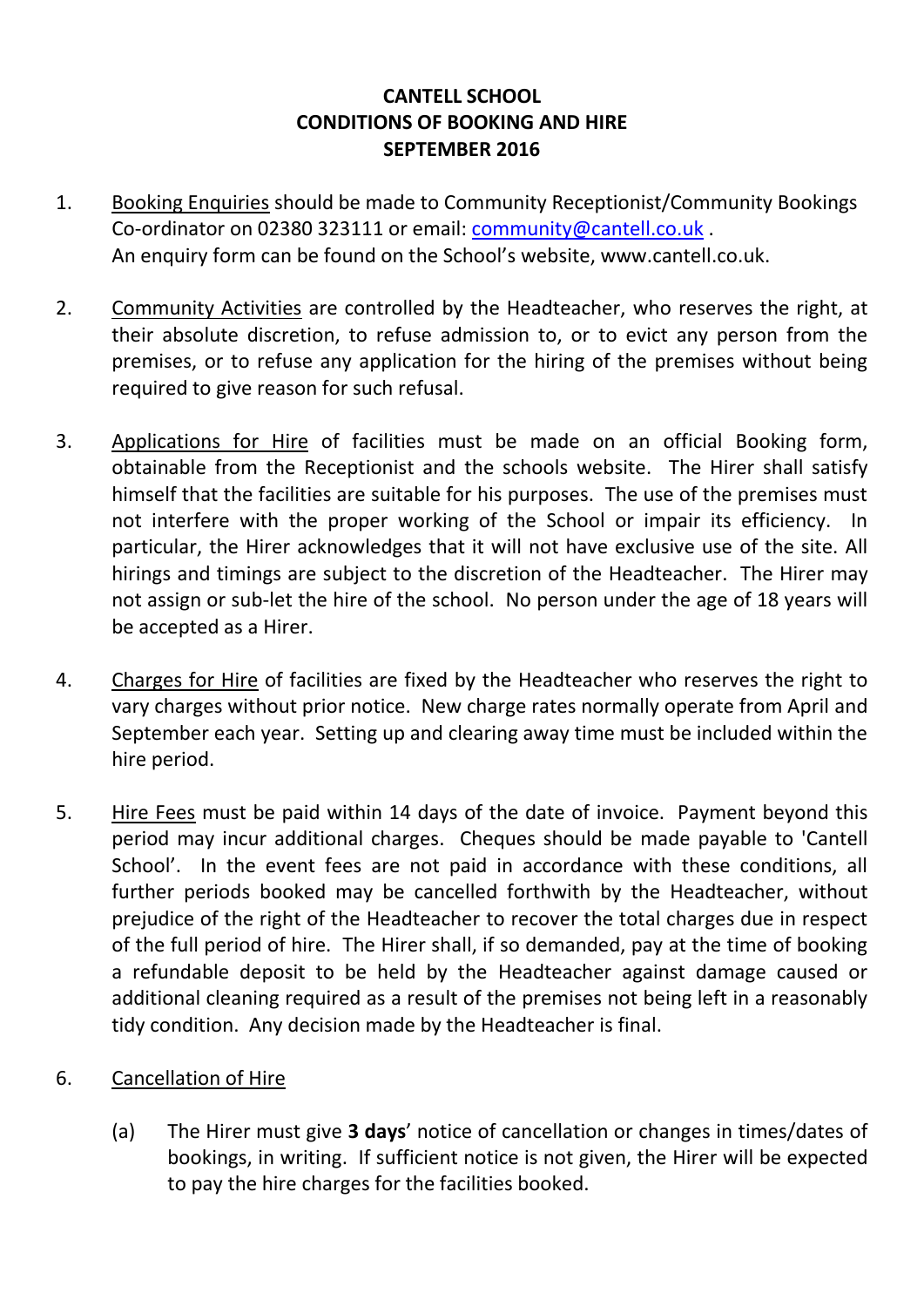# CANTELL SCHOOL
# CONDITIONS OF BOOKING AND HIRE
# SEPTEMBER 2016

1. Booking Enquiries should be made to Community Receptionist/Community Bookings Co-ordinator on 02380 323111 or email: community@cantell.co.uk .
   An enquiry form can be found on the School's website, www.cantell.co.uk.

2. Community Activities are controlled by the Headteacher, who reserves the right, at their absolute discretion, to refuse admission to, or to evict any person from the premises, or to refuse any application for the hiring of the premises without being required to give reason for such refusal.

3. Applications for Hire of facilities must be made on an official Booking form, obtainable from the Receptionist and the schools website. The Hirer shall satisfy himself that the facilities are suitable for his purposes. The use of the premises must not interfere with the proper working of the School or impair its efficiency. In particular, the Hirer acknowledges that it will not have exclusive use of the site. All hirings and timings are subject to the discretion of the Headteacher. The Hirer may not assign or sub-let the hire of the school. No person under the age of 18 years will be accepted as a Hirer.

4. Charges for Hire of facilities are fixed by the Headteacher who reserves the right to vary charges without prior notice. New charge rates normally operate from April and September each year. Setting up and clearing away time must be included within the hire period.

5. Hire Fees must be paid within 14 days of the date of invoice. Payment beyond this period may incur additional charges. Cheques should be made payable to 'Cantell School'. In the event fees are not paid in accordance with these conditions, all further periods booked may be cancelled forthwith by the Headteacher, without prejudice of the right of the Headteacher to recover the total charges due in respect of the full period of hire. The Hirer shall, if so demanded, pay at the time of booking a refundable deposit to be held by the Headteacher against damage caused or additional cleaning required as a result of the premises not being left in a reasonably tidy condition. Any decision made by the Headteacher is final.

6. Cancellation of Hire

   (a) The Hirer must give **3 days**' notice of cancellation or changes in times/dates of bookings, in writing. If sufficient notice is not given, the Hirer will be expected to pay the hire charges for the facilities booked.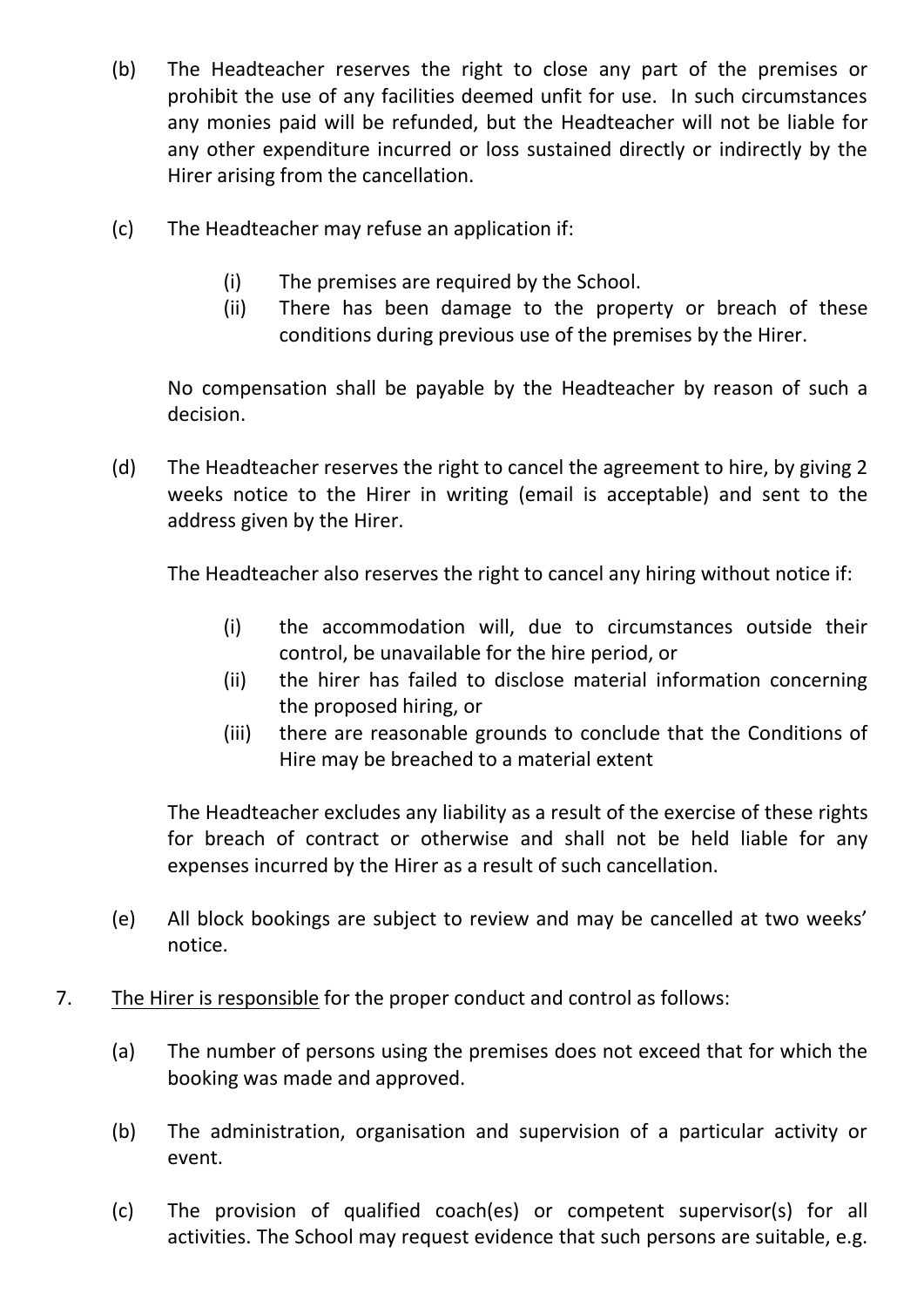(b) The Headteacher reserves the right to close any part of the premises or prohibit the use of any facilities deemed unfit for use. In such circumstances any monies paid will be refunded, but the Headteacher will not be liable for any other expenditure incurred or loss sustained directly or indirectly by the Hirer arising from the cancellation.

(c) The Headteacher may refuse an application if:

  (i) The premises are required by the School.
  (ii) There has been damage to the property or breach of these conditions during previous use of the premises by the Hirer.

  No compensation shall be payable by the Headteacher by reason of such a decision.

(d) The Headteacher reserves the right to cancel the agreement to hire, by giving 2 weeks notice to the Hirer in writing (email is acceptable) and sent to the address given by the Hirer.

  The Headteacher also reserves the right to cancel any hiring without notice if:

  (i) the accommodation will, due to circumstances outside their control, be unavailable for the hire period, or
  (ii) the hirer has failed to disclose material information concerning the proposed hiring, or
  (iii) there are reasonable grounds to conclude that the Conditions of Hire may be breached to a material extent

  The Headteacher excludes any liability as a result of the exercise of these rights for breach of contract or otherwise and shall not be held liable for any expenses incurred by the Hirer as a result of such cancellation.

(e) All block bookings are subject to review and may be cancelled at two weeks' notice.

7. The Hirer is responsible for the proper conduct and control as follows:

(a) The number of persons using the premises does not exceed that for which the booking was made and approved.

(b) The administration, organisation and supervision of a particular activity or event.

(c) The provision of qualified coach(es) or competent supervisor(s) for all activities. The School may request evidence that such persons are suitable, e.g.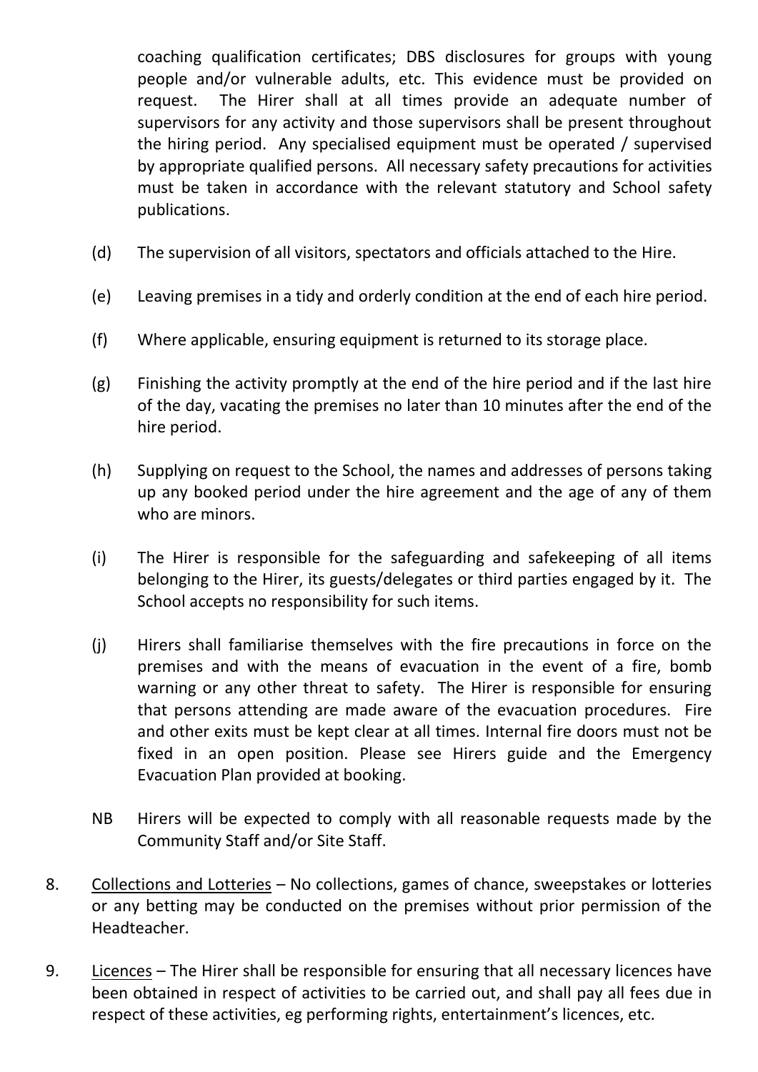coaching qualification certificates; DBS disclosures for groups with young people and/or vulnerable adults, etc. This evidence must be provided on request. The Hirer shall at all times provide an adequate number of supervisors for any activity and those supervisors shall be present throughout the hiring period. Any specialised equipment must be operated / supervised by appropriate qualified persons. All necessary safety precautions for activities must be taken in accordance with the relevant statutory and School safety publications.

(d) The supervision of all visitors, spectators and officials attached to the Hire.

(e) Leaving premises in a tidy and orderly condition at the end of each hire period.

(f) Where applicable, ensuring equipment is returned to its storage place.

(g) Finishing the activity promptly at the end of the hire period and if the last hire of the day, vacating the premises no later than 10 minutes after the end of the hire period.

(h) Supplying on request to the School, the names and addresses of persons taking up any booked period under the hire agreement and the age of any of them who are minors.

(i) The Hirer is responsible for the safeguarding and safekeeping of all items belonging to the Hirer, its guests/delegates or third parties engaged by it. The School accepts no responsibility for such items.

(j) Hirers shall familiarise themselves with the fire precautions in force on the premises and with the means of evacuation in the event of a fire, bomb warning or any other threat to safety. The Hirer is responsible for ensuring that persons attending are made aware of the evacuation procedures. Fire and other exits must be kept clear at all times. Internal fire doors must not be fixed in an open position. Please see Hirers guide and the Emergency Evacuation Plan provided at booking.

NB Hirers will be expected to comply with all reasonable requests made by the Community Staff and/or Site Staff.

8. Collections and Lotteries – No collections, games of chance, sweepstakes or lotteries or any betting may be conducted on the premises without prior permission of the Headteacher.

9. Licences – The Hirer shall be responsible for ensuring that all necessary licences have been obtained in respect of activities to be carried out, and shall pay all fees due in respect of these activities, eg performing rights, entertainment's licences, etc.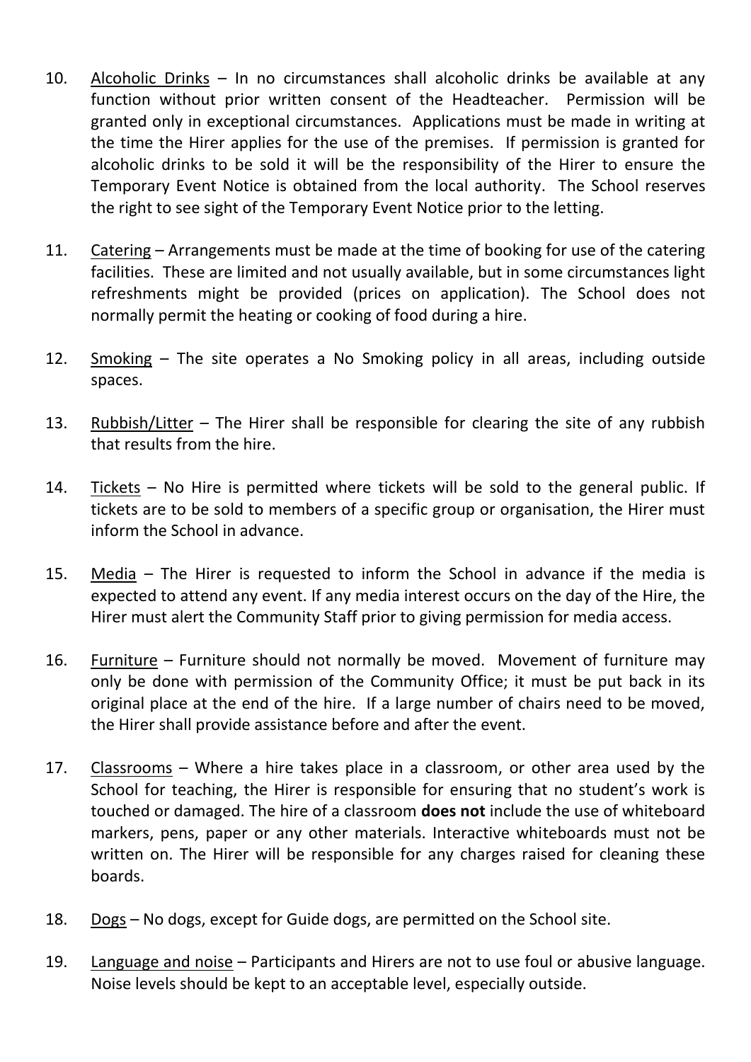10. <u>Alcoholic Drinks</u> – In no circumstances shall alcoholic drinks be available at any function without prior written consent of the Headteacher. Permission will be granted only in exceptional circumstances. Applications must be made in writing at the time the Hirer applies for the use of the premises. If permission is granted for alcoholic drinks to be sold it will be the responsibility of the Hirer to ensure the Temporary Event Notice is obtained from the local authority. The School reserves the right to see sight of the Temporary Event Notice prior to the letting.

11. <u>Catering</u> – Arrangements must be made at the time of booking for use of the catering facilities. These are limited and not usually available, but in some circumstances light refreshments might be provided (prices on application). The School does not normally permit the heating or cooking of food during a hire.

12. <u>Smoking</u> – The site operates a No Smoking policy in all areas, including outside spaces.

13. <u>Rubbish/Litter</u> – The Hirer shall be responsible for clearing the site of any rubbish that results from the hire.

14. <u>Tickets</u> – No Hire is permitted where tickets will be sold to the general public. If tickets are to be sold to members of a specific group or organisation, the Hirer must inform the School in advance.

15. <u>Media</u> – The Hirer is requested to inform the School in advance if the media is expected to attend any event. If any media interest occurs on the day of the Hire, the Hirer must alert the Community Staff prior to giving permission for media access.

16. <u>Furniture</u> – Furniture should not normally be moved. Movement of furniture may only be done with permission of the Community Office; it must be put back in its original place at the end of the hire. If a large number of chairs need to be moved, the Hirer shall provide assistance before and after the event.

17. <u>Classrooms</u> – Where a hire takes place in a classroom, or other area used by the School for teaching, the Hirer is responsible for ensuring that no student's work is touched or damaged. The hire of a classroom **does not** include the use of whiteboard markers, pens, paper or any other materials. Interactive whiteboards must not be written on. The Hirer will be responsible for any charges raised for cleaning these boards.

18. <u>Dogs</u> – No dogs, except for Guide dogs, are permitted on the School site.

19. <u>Language and noise</u> – Participants and Hirers are not to use foul or abusive language. Noise levels should be kept to an acceptable level, especially outside.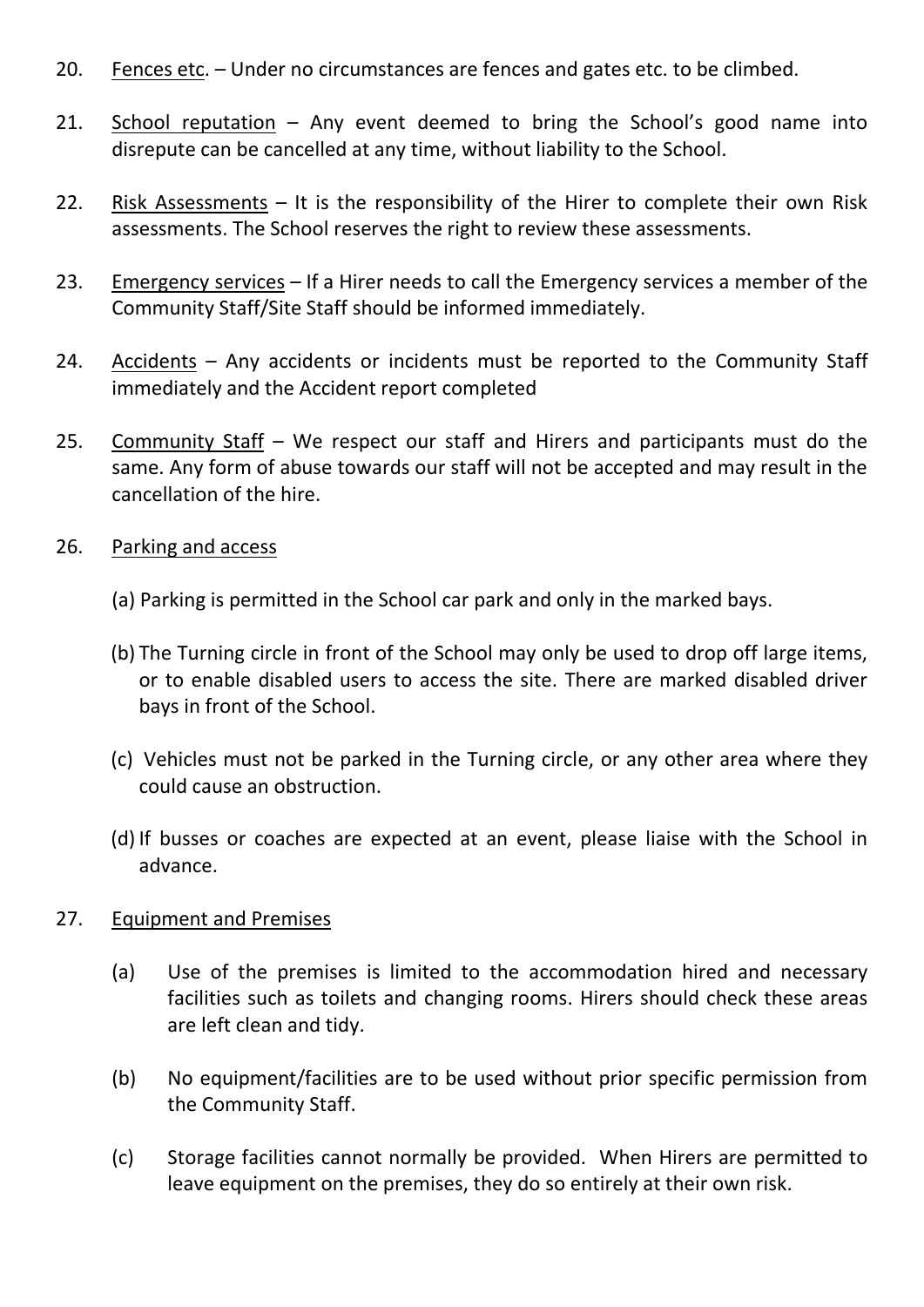20. Fences etc. – Under no circumstances are fences and gates etc. to be climbed.

21. School reputation – Any event deemed to bring the School's good name into disrepute can be cancelled at any time, without liability to the School.

22. Risk Assessments – It is the responsibility of the Hirer to complete their own Risk assessments. The School reserves the right to review these assessments.

23. Emergency services – If a Hirer needs to call the Emergency services a member of the Community Staff/Site Staff should be informed immediately.

24. Accidents – Any accidents or incidents must be reported to the Community Staff immediately and the Accident report completed

25. Community Staff – We respect our staff and Hirers and participants must do the same. Any form of abuse towards our staff will not be accepted and may result in the cancellation of the hire.

26. Parking and access

    (a) Parking is permitted in the School car park and only in the marked bays.

    (b) The Turning circle in front of the School may only be used to drop off large items, or to enable disabled users to access the site. There are marked disabled driver bays in front of the School.

    (c) Vehicles must not be parked in the Turning circle, or any other area where they could cause an obstruction.

    (d) If busses or coaches are expected at an event, please liaise with the School in advance.

27. Equipment and Premises

    (a) Use of the premises is limited to the accommodation hired and necessary facilities such as toilets and changing rooms. Hirers should check these areas are left clean and tidy.

    (b) No equipment/facilities are to be used without prior specific permission from the Community Staff.

    (c) Storage facilities cannot normally be provided. When Hirers are permitted to leave equipment on the premises, they do so entirely at their own risk.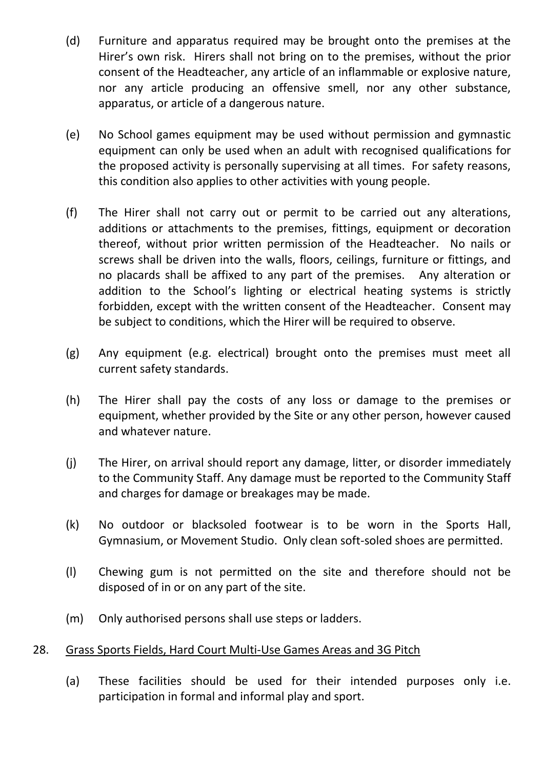(d) Furniture and apparatus required may be brought onto the premises at the Hirer's own risk. Hirers shall not bring on to the premises, without the prior consent of the Headteacher, any article of an inflammable or explosive nature, nor any article producing an offensive smell, nor any other substance, apparatus, or article of a dangerous nature.

(e) No School games equipment may be used without permission and gymnastic equipment can only be used when an adult with recognised qualifications for the proposed activity is personally supervising at all times. For safety reasons, this condition also applies to other activities with young people.

(f) The Hirer shall not carry out or permit to be carried out any alterations, additions or attachments to the premises, fittings, equipment or decoration thereof, without prior written permission of the Headteacher. No nails or screws shall be driven into the walls, floors, ceilings, furniture or fittings, and no placards shall be affixed to any part of the premises. Any alteration or addition to the School's lighting or electrical heating systems is strictly forbidden, except with the written consent of the Headteacher. Consent may be subject to conditions, which the Hirer will be required to observe.

(g) Any equipment (e.g. electrical) brought onto the premises must meet all current safety standards.

(h) The Hirer shall pay the costs of any loss or damage to the premises or equipment, whether provided by the Site or any other person, however caused and whatever nature.

(j) The Hirer, on arrival should report any damage, litter, or disorder immediately to the Community Staff. Any damage must be reported to the Community Staff and charges for damage or breakages may be made.

(k) No outdoor or blacksoled footwear is to be worn in the Sports Hall, Gymnasium, or Movement Studio. Only clean soft-soled shoes are permitted.

(l) Chewing gum is not permitted on the site and therefore should not be disposed of in or on any part of the site.

(m) Only authorised persons shall use steps or ladders.

28. Grass Sports Fields, Hard Court Multi-Use Games Areas and 3G Pitch

(a) These facilities should be used for their intended purposes only i.e. participation in formal and informal play and sport.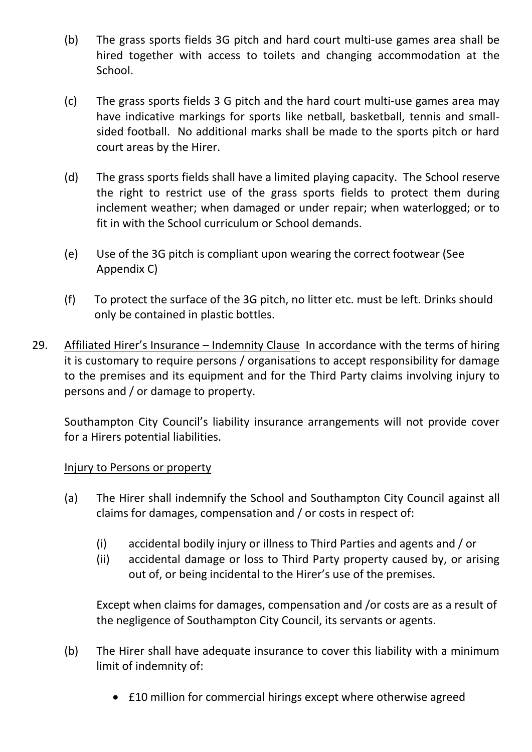(b) The grass sports fields 3G pitch and hard court multi-use games area shall be hired together with access to toilets and changing accommodation at the School.

(c) The grass sports fields 3 G pitch and the hard court multi-use games area may have indicative markings for sports like netball, basketball, tennis and small-sided football. No additional marks shall be made to the sports pitch or hard court areas by the Hirer.

(d) The grass sports fields shall have a limited playing capacity. The School reserve the right to restrict use of the grass sports fields to protect them during inclement weather; when damaged or under repair; when waterlogged; or to fit in with the School curriculum or School demands.

(e) Use of the 3G pitch is compliant upon wearing the correct footwear (See Appendix C)

(f) To protect the surface of the 3G pitch, no litter etc. must be left. Drinks should only be contained in plastic bottles.

29. <u>Affiliated Hirer's Insurance – Indemnity Clause</u> In accordance with the terms of hiring it is customary to require persons / organisations to accept responsibility for damage to the premises and its equipment and for the Third Party claims involving injury to persons and / or damage to property.

    Southampton City Council's liability insurance arrangements will not provide cover for a Hirers potential liabilities.

    <u>Injury to Persons or property</u>

    (a) The Hirer shall indemnify the School and Southampton City Council against all claims for damages, compensation and / or costs in respect of:

        (i) accidental bodily injury or illness to Third Parties and agents and / or
        (ii) accidental damage or loss to Third Party property caused by, or arising out of, or being incidental to the Hirer's use of the premises.

        Except when claims for damages, compensation and /or costs are as a result of the negligence of Southampton City Council, its servants or agents.

    (b) The Hirer shall have adequate insurance to cover this liability with a minimum limit of indemnity of:

        - £10 million for commercial hirings except where otherwise agreed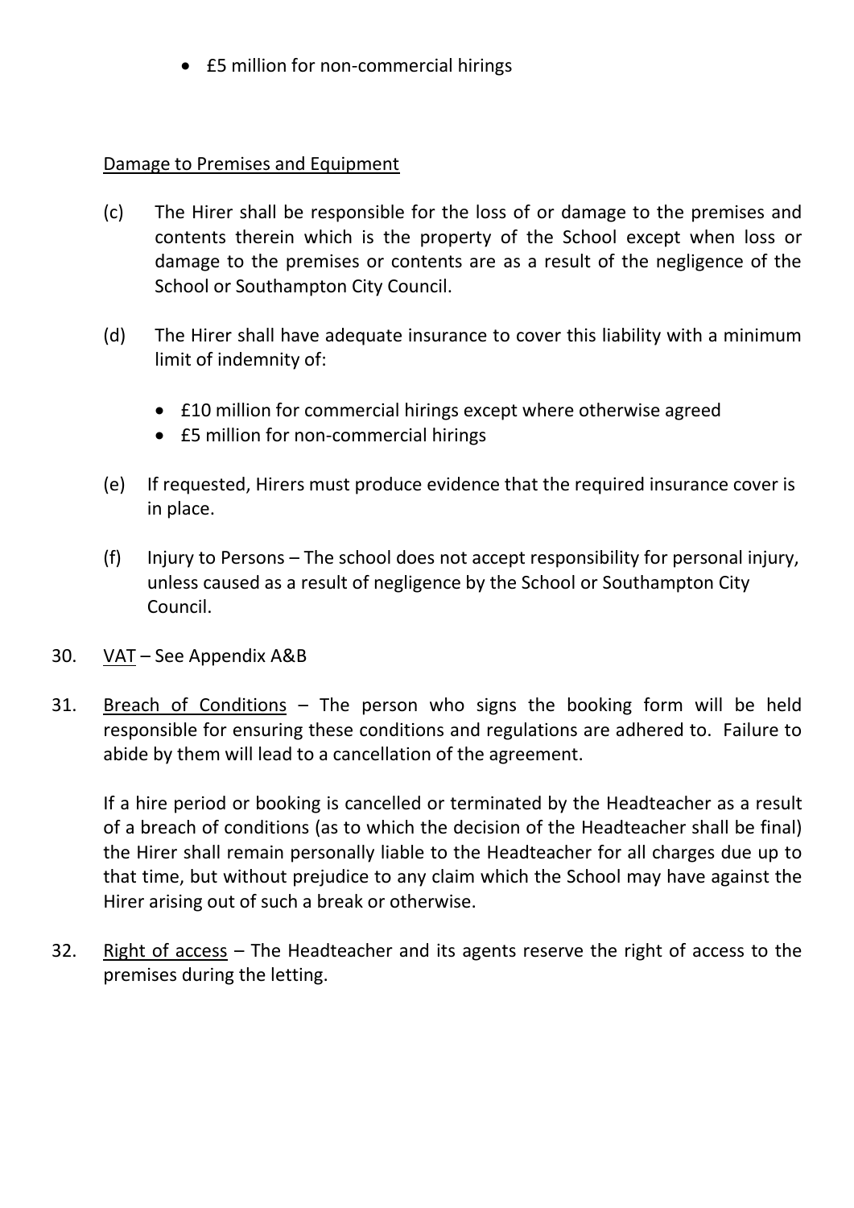- £5 million for non-commercial hirings

Damage to Premises and Equipment

(c) The Hirer shall be responsible for the loss of or damage to the premises and contents therein which is the property of the School except when loss or damage to the premises or contents are as a result of the negligence of the School or Southampton City Council.

(d) The Hirer shall have adequate insurance to cover this liability with a minimum limit of indemnity of:

- £10 million for commercial hirings except where otherwise agreed
- £5 million for non-commercial hirings

(e) If requested, Hirers must produce evidence that the required insurance cover is in place.

(f) Injury to Persons – The school does not accept responsibility for personal injury, unless caused as a result of negligence by the School or Southampton City Council.

30. VAT – See Appendix A&B

31. Breach of Conditions – The person who signs the booking form will be held responsible for ensuring these conditions and regulations are adhered to. Failure to abide by them will lead to a cancellation of the agreement.

    If a hire period or booking is cancelled or terminated by the Headteacher as a result of a breach of conditions (as to which the decision of the Headteacher shall be final) the Hirer shall remain personally liable to the Headteacher for all charges due up to that time, but without prejudice to any claim which the School may have against the Hirer arising out of such a break or otherwise.

32. Right of access – The Headteacher and its agents reserve the right of access to the premises during the letting.